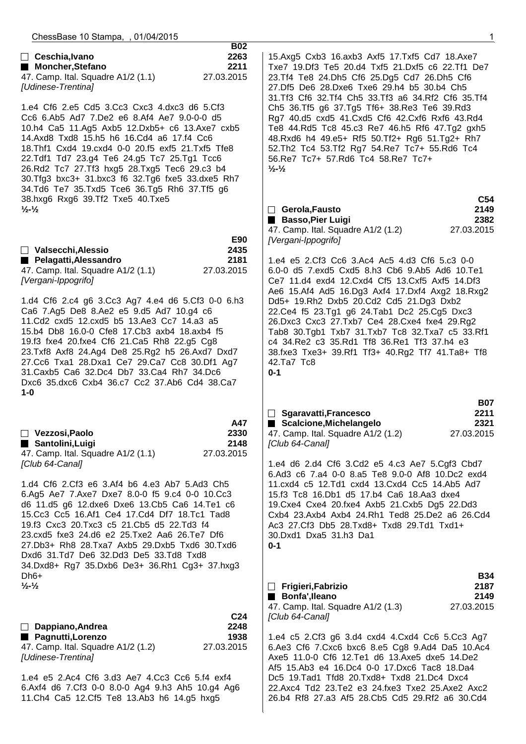**B02**

☐ **Ceschia,Ivano** 2263
■ **Moncher,Stefano** 2211
47. Camp. Ital. Squadre A1/2 (1.1) 27.03.2015
*[Udinese-Trentina]*

1.e4 Cf6 2.e5 Cd5 3.Cc3 Cxc3 4.dxc3 d6 5.Cf3 Cc6 6.Ab5 Ad7 7.De2 e6 8.Af4 Ae7 9.0-0-0 d5 10.h4 Ca5 11.Ag5 Axb5 12.Dxb5+ c6 13.Axe7 cxb5 14.Axd8 Txd8 15.h5 h6 16.Cd4 a6 17.f4 Cc6 18.Thf1 Cxd4 19.cxd4 0-0 20.f5 exf5 21.Txf5 Tfe8 22.Tdf1 Td7 23.g4 Te6 24.g5 Tc7 25.Tg1 Tcc6 26.Rd2 Tc7 27.Tf3 hxg5 28.Txg5 Tec6 29.c3 b4 30.Tfg3 bxc3+ 31.bxc3 f6 32.Tg6 fxe5 33.dxe5 Rh7 34.Td6 Te7 35.Txd5 Tce6 36.Tg5 Rh6 37.Tf5 g6 38.hxg6 Rxg6 39.Tf2 Txe5 40.Txe5
**½-½**

**E90**

☐ **Valsecchi,Alessio** 2435
■ **Pelagatti,Alessandro** 2181
47. Camp. Ital. Squadre A1/2 (1.1) 27.03.2015
*[Vergani-Ippogrifo]*

1.d4 Cf6 2.c4 g6 3.Cc3 Ag7 4.e4 d6 5.Cf3 0-0 6.h3 Ca6 7.Ag5 De8 8.Ae2 e5 9.d5 Ad7 10.g4 c6 11.Cd2 cxd5 12.cxd5 b5 13.Ae3 Cc7 14.a3 a5 15.b4 Db8 16.0-0 Cfe8 17.Cb3 axb4 18.axb4 f5 19.f3 fxe4 20.fxe4 Cf6 21.Ca5 Rh8 22.g5 Cg8 23.Txf8 Axf8 24.Ag4 De8 25.Rg2 h5 26.Axd7 Dxd7 27.Cc6 Txa1 28.Dxa1 Ce7 29.Ca7 Cc8 30.Df1 Ag7 31.Caxb5 Ca6 32.Dc4 Db7 33.Ca4 Rh7 34.Dc6 Dxc6 35.dxc6 Cxb4 36.c7 Cc2 37.Ab6 Cd4 38.Ca7
**1-0**

**A47**

☐ **Vezzosi,Paolo** 2330
■ **Santolini,Luigi** 2148
47. Camp. Ital. Squadre A1/2 (1.1) 27.03.2015
*[Club 64-Canal]*

1.d4 Cf6 2.Cf3 e6 3.Af4 b6 4.e3 Ab7 5.Ad3 Ch5 6.Ag5 Ae7 7.Axe7 Dxe7 8.0-0 f5 9.c4 0-0 10.Cc3 d6 11.d5 g6 12.dxe6 Dxe6 13.Cb5 Ca6 14.Te1 c6 15.Cc3 Cc5 16.Af1 Ce4 17.Cd4 Df7 18.Tc1 Tad8 19.f3 Cxc3 20.Txc3 c5 21.Cb5 d5 22.Td3 f4 23.cxd5 fxe3 24.d6 e2 25.Txe2 Aa6 26.Te7 Df6 27.Db3+ Rh8 28.Txa7 Axb5 29.Dxb5 Txd6 30.Txd6 Dxd6 31.Td7 De6 32.Dd3 De5 33.Td8 Txd8 34.Dxd8+ Rg7 35.Dxb6 De3+ 36.Rh1 Cg3+ 37.hxg3 Dh6+
**½-½**

**C24**

☐ **Dappiano,Andrea** 2248
■ **Pagnutti,Lorenzo** 1938
47. Camp. Ital. Squadre A1/2 (1.2) 27.03.2015
*[Udinese-Trentina]*

1.e4 e5 2.Ac4 Cf6 3.d3 Ae7 4.Cc3 Cc6 5.f4 exf4 6.Axf4 d6 7.Cf3 0-0 8.0-0 Ag4 9.h3 Ah5 10.g4 Ag6 11.Ch4 Ca5 12.Cf5 Te8 13.Ab3 h6 14.g5 hxg5 15.Axg5 Cxb3 16.axb3 Axf5 17.Txf5 Cd7 18.Axe7 Txe7 19.Df3 Te5 20.d4 Txf5 21.Dxf5 c6 22.Tf1 De7 23.Tf4 Te8 24.Dh5 Cf6 25.Dg5 Cd7 26.Dh5 Cf6 27.Df5 De6 28.Dxe6 Txe6 29.h4 Ch5 30.b4 Ch5 31.Tf3 Cf6 32.Tf4 Ch5 33.Tf3 a6 34.Rf2 Cf6 35.Tf4 Ch5 36.Tf5 g6 37.Tg5 Tf6+ 38.Re3 Te6 39.Rd3 Rg7 40.d5 cxd5 41.Cxd5 Cf6 42.Cxf6 Rxf6 43.Rd4 Te8 44.Rd5 Tc8 45.c3 Re7 46.h5 Rf6 47.Tg2 gxh5 48.Rxd6 h4 49.e5+ Rf5 50.Tf2+ Rg6 51.Tg2+ Rh7 52.Th2 Tc4 53.Tf2 Rg7 54.Re7 Tc7+ 55.Rd6 Tc4 56.Re7 Tc7+ 57.Rd6 Tc4 58.Re7 Tc7+
**½-½**

**C54**

☐ **Gerola,Fausto** 2149
■ **Basso,Pier Luigi** 2382
47. Camp. Ital. Squadre A1/2 (1.2) 27.03.2015
*[Vergani-Ippogrifo]*

1.e4 e5 2.Cf3 Cc6 3.Ac4 Ac5 4.d3 Cf6 5.c3 0-0 6.0-0 d5 7.exd5 Cxd5 8.h3 Cb6 9.Ab5 Ad6 10.Te1 Ce7 11.d4 exd4 12.Cxd4 Cf5 13.Cxf5 Axf5 14.Df3 Ae6 15.Af4 Ad5 16.Dg3 Axf4 17.Dxf4 Axg2 18.Rxg2 Dd5+ 19.Rh2 Dxb5 20.Cd2 Cd5 21.Dg3 Dxb2 22.Ce4 f5 23.Tg1 g6 24.Tab1 Dc2 25.Cg5 Dxc3 26.Dxc3 Cxc3 27.Txb7 Ce4 28.Cxe4 fxe4 29.Rg2 Tab8 30.Tgb1 Txb7 31.Txb7 Tc8 32.Txa7 c5 33.Rf1 c4 34.Re2 c3 35.Rd1 Tf8 36.Re1 Tf3 37.h4 e3 38.fxe3 Txe3+ 39.Rf1 Tf3+ 40.Rg2 Tf7 41.Ta8+ Tf8 42.Ta7 Tc8
**0-1**

**B07**

☐ **Sgaravatti,Francesco** 2211
■ **Scalcione,Michelangelo** 2321
47. Camp. Ital. Squadre A1/2 (1.2) 27.03.2015
*[Club 64-Canal]*

1.e4 d6 2.d4 Cf6 3.Cd2 e5 4.c3 Ae7 5.Cgf3 Cbd7 6.Ad3 c6 7.a4 0-0 8.a5 Te8 9.0-0 Af8 10.Dc2 exd4 11.cxd4 c5 12.Td1 cxd4 13.Cxd4 Cc5 14.Ab5 Ad7 15.f3 Tc8 16.Db1 d5 17.b4 Ca6 18.Aa3 dxe4 19.Cxe4 Cxe4 20.fxe4 Axb5 21.Cxb5 Dg5 22.Dd3 Cxb4 23.Axb4 Axb4 24.Rh1 Ted8 25.De2 a6 26.Cd4 Ac3 27.Cf3 Db5 28.Txd8+ Txd8 29.Td1 Txd1+ 30.Dxd1 Dxa5 31.h3 Da1
**0-1**

**B34**

☐ **Frigieri,Fabrizio** 2187
■ **Bonfa',Ileano** 2149
47. Camp. Ital. Squadre A1/2 (1.3) 27.03.2015
*[Club 64-Canal]*

1.e4 c5 2.Cf3 g6 3.d4 cxd4 4.Cxd4 Cc6 5.Cc3 Ag7 6.Ae3 Cf6 7.Cxc6 bxc6 8.e5 Cg8 9.Ad4 Da5 10.Ac4 Axe5 11.0-0 Cf6 12.Te1 d6 13.Axe5 dxe5 14.De2 Af5 15.Ab3 e4 16.Dc4 0-0 17.Dxc6 Tac8 18.Da4 Dc5 19.Tad1 Tfd8 20.Txd8+ Txd8 21.Dc4 Dxc4 22.Axc4 Td2 23.Te2 e3 24.fxe3 Txe2 25.Axe2 Axc2 26.b4 Rf8 27.a3 Af5 28.Cb5 Cd5 29.Rf2 a6 30.Cd4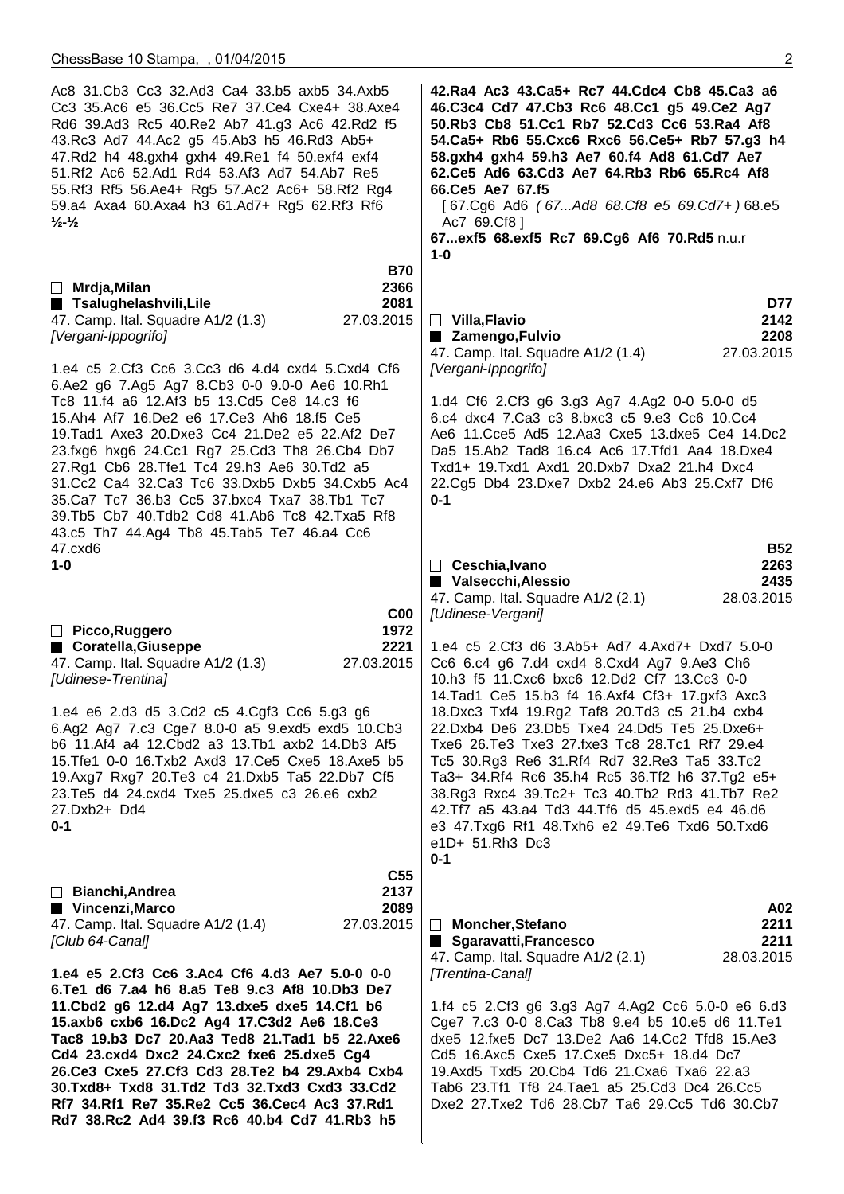Ac8 31.Cb3 Cc3 32.Ad3 Ca4 33.b5 axb5 34.Axb5 Cc3 35.Ac6 e5 36.Cc5 Re7 37.Ce4 Cxe4+ 38.Axe4 Rd6 39.Ad3 Rc5 40.Re2 Ab7 41.g3 Ac6 42.Rd2 f5 43.Rc3 Ad7 44.Ac2 g5 45.Ab3 h5 46.Rd3 Ab5+ 47.Rd2 h4 48.gxh4 gxh4 49.Re1 f4 50.exf4 exf4 51.Rf2 Ac6 52.Ad1 Rd4 53.Af3 Ad7 54.Ab7 Re5 55.Rf3 Rf5 56.Ae4+ Rg5 57.Ac2 Ac6+ 58.Rf2 Rg4 59.a4 Axa4 60.Axa4 h3 61.Ad7+ Rg5 62.Rf3 Rf6
½-½

---

**B70**

☐ **Mrdja,Milan** 2366
■ **Tsalughelashvili,Lile** 2081
47. Camp. Ital. Squadre A1/2 (1.3) 27.03.2015
*[Vergani-Ippogrifo]*

1.e4 c5 2.Cf3 Cc6 3.Cc3 d6 4.d4 cxd4 5.Cxd4 Cf6 6.Ae2 g6 7.Ag5 Ag7 8.Cb3 0-0 9.0-0 Ae6 10.Rh1 Tc8 11.f4 a6 12.Af3 b5 13.Cd5 Ce8 14.c3 f6 15.Ah4 Af7 16.De2 e6 17.Ce3 Ah6 18.f5 Ce5 19.Tad1 Axe3 20.Dxe3 Cc4 21.De2 e5 22.Af2 De7 23.fxg6 hxg6 24.Cc1 Rg7 25.Cd3 Th8 26.Cb4 Db7 27.Rg1 Cb6 28.Tfe1 Tc4 29.h3 Ae6 30.Td2 a5 31.Cc2 Ca4 32.Ca3 Tc6 33.Dxb5 Dxb5 34.Cxb5 Ac4 35.Ca7 Tc7 36.b3 Cc5 37.bxc4 Txa7 38.Tb1 Tc7 39.Tb5 Cb7 40.Tdb2 Cd8 41.Ab6 Tc8 42.Txa5 Rf8 43.c5 Th7 44.Ag4 Tb8 45.Tab5 Te7 46.a4 Cc6 47.cxd6
1-0

---

**C00**

☐ **Picco,Ruggero** 1972
■ **Coratella,Giuseppe** 2221
47. Camp. Ital. Squadre A1/2 (1.3) 27.03.2015
*[Udinese-Trentina]*

1.e4 e6 2.d3 d5 3.Cd2 c5 4.Cgf3 Cc6 5.g3 g6 6.Ag2 Ag7 7.c3 Cge7 8.0-0 a5 9.exd5 exd5 10.Cb3 b6 11.Af4 a4 12.Cbd2 a3 13.Tb1 axb2 14.Db3 Af5 15.Tfe1 0-0 16.Txb2 Axd3 17.Ce5 Cxe5 18.Axe5 b5 19.Axg7 Rxg7 20.Te3 c4 21.Dxb5 Ta5 22.Db7 Cf5 23.Te5 d4 24.cxd4 Txe5 25.dxe5 c3 26.e6 cxb2 27.Dxb2+ Dd4
0-1

---

**C55**

☐ **Bianchi,Andrea** 2137
■ **Vincenzi,Marco** 2089
47. Camp. Ital. Squadre A1/2 (1.4) 27.03.2015
*[Club 64-Canal]*

**1.e4 e5 2.Cf3 Cc6 3.Ac4 Cf6 4.d3 Ae7 5.0-0 0-0 6.Te1 d6 7.a4 h6 8.a5 Te8 9.c3 Af8 10.Db3 De7 11.Cbd2 g6 12.d4 Ag7 13.dxe5 dxe5 14.Cf1 b6 15.axb6 cxb6 16.Dc2 Ag4 17.C3d2 Ae6 18.Ce3 Tac8 19.b3 Dc7 20.Aa3 Ted8 21.Tad1 b5 22.Axe6 Cd4 23.cxd4 Dxc2 24.Cxc2 fxe6 25.dxe5 Cg4 26.Ce3 Cxe5 27.Cf3 Cd3 28.Te2 b4 29.Axb4 Cxb4 30.Txd8+ Txd8 31.Td2 Td3 32.Txd3 Cxd3 33.Cd2 Rf7 34.Rf1 Re7 35.Re2 Cc5 36.Cec4 Ac3 37.Rd1 Rd7 38.Rc2 Ad4 39.f3 Rc6 40.b4 Cd7 41.Rb3 h5 42.Ra4 Ac3 43.Ca5+ Rc7 44.Cdc4 Cb8 45.Ca3 a6 46.C3c4 Cd7 47.Cb3 Rc6 48.Cc1 g5 49.Ce2 Ag7 50.Rb3 Cb8 51.Cc1 Rb7 52.Cd3 Cc6 53.Ra4 Af8 54.Ca5+ Rb6 55.Cxc6 Rxc6 56.Ce5+ Rb7 57.g3 h4 58.gxh4 gxh4 59.h3 Ae7 60.f4 Ad8 61.Cd7 Ae7 62.Ce5 Ad6 63.Cd3 Ae7 64.Rb3 Rb6 65.Rc4 Af8 66.Ce5 Ae7 67.f5**

[ 67.Cg6 Ad6 *( 67...Ad8 68.Cf8 e5 69.Cd7+ )* 68.e5 Ac7 69.Cf8 ]

**67...exf5 68.exf5 Rc7 69.Cg6 Af6 70.Rd5** n.u.r
**1-0**

---

**D77**

☐ **Villa,Flavio** 2142
■ **Zamengo,Fulvio** 2208
47. Camp. Ital. Squadre A1/2 (1.4) 27.03.2015
*[Vergani-Ippogrifo]*

1.d4 Cf6 2.Cf3 g6 3.g3 Ag7 4.Ag2 0-0 5.0-0 d5 6.c4 dxc4 7.Ca3 c3 8.bxc3 c5 9.e3 Cc6 10.Cc4 Ae6 11.Cce5 Ad5 12.Aa3 Cxe5 13.dxe5 Ce4 14.Dc2 Da5 15.Ab2 Tad8 16.c4 Ac6 17.Tfd1 Aa4 18.Dxe4 Txd1+ 19.Txd1 Axd1 20.Dxb7 Dxa2 21.h4 Dxc4 22.Cg5 Db4 23.Dxe7 Dxb2 24.e6 Ab3 25.Cxf7 Df6
0-1

---

**B52**

☐ **Ceschia,Ivano** 2263
■ **Valsecchi,Alessio** 2435
47. Camp. Ital. Squadre A1/2 (2.1) 28.03.2015
*[Udinese-Vergani]*

1.e4 c5 2.Cf3 d6 3.Ab5+ Ad7 4.Axd7+ Dxd7 5.0-0 Cc6 6.c4 g6 7.d4 cxd4 8.Cxd4 Ag7 9.Ae3 Ch6 10.h3 f5 11.Cxc6 bxc6 12.Dd2 Cf7 13.Cc3 0-0 14.Tad1 Ce5 15.b3 f4 16.Axf4 Cf3+ 17.gxf3 Axc3 18.Dxc3 Txf4 19.Rg2 Taf8 20.Td3 c5 21.b4 cxb4 22.Dxb4 De6 23.Db5 Txe4 24.Dd5 Te5 25.Dxe6+ Txe6 26.Te3 Txe3 27.fxe3 Tc8 28.Tc1 Rf7 29.e4 Tc5 30.Rg3 Re6 31.Rf4 Rd7 32.Re3 Ta5 33.Tc2 Ta3+ 34.Rf4 Rc6 35.h4 Rc5 36.Tf2 h6 37.Tg2 e5+ 38.Rg3 Rxc4 39.Tc2+ Tc3 40.Tb2 Rd3 41.Tb7 Re2 42.Tf7 a5 43.a4 Td3 44.Tf6 d5 45.exd5 e4 46.d6 e3 47.Txg6 Rf1 48.Txh6 e2 49.Te6 Txd6 50.Txd6 e1D+ 51.Rh3 Dc3
0-1

---

**A02**

☐ **Moncher,Stefano** 2211
■ **Sgaravatti,Francesco** 2211
47. Camp. Ital. Squadre A1/2 (2.1) 28.03.2015
*[Trentina-Canal]*

1.f4 c5 2.Cf3 g6 3.g3 Ag7 4.Ag2 Cc6 5.0-0 e6 6.d3 Cge7 7.c3 0-0 8.Ca3 Tb8 9.e4 b5 10.e5 d6 11.Te1 dxe5 12.fxe5 Dc7 13.De2 Aa6 14.Cc2 Tfd8 15.Ae3 Cd5 16.Axc5 Cxe5 17.Cxe5 Dxc5+ 18.d4 Dc7 19.Axd5 Txd5 20.Cb4 Td6 21.Cxa6 Txa6 22.a3 Tab6 23.Tf1 Tf8 24.Tae1 a5 25.Cd3 Dc4 26.Cc5 Dxe2 27.Txe2 Td6 28.Cb7 Ta6 29.Cc5 Td6 30.Cb7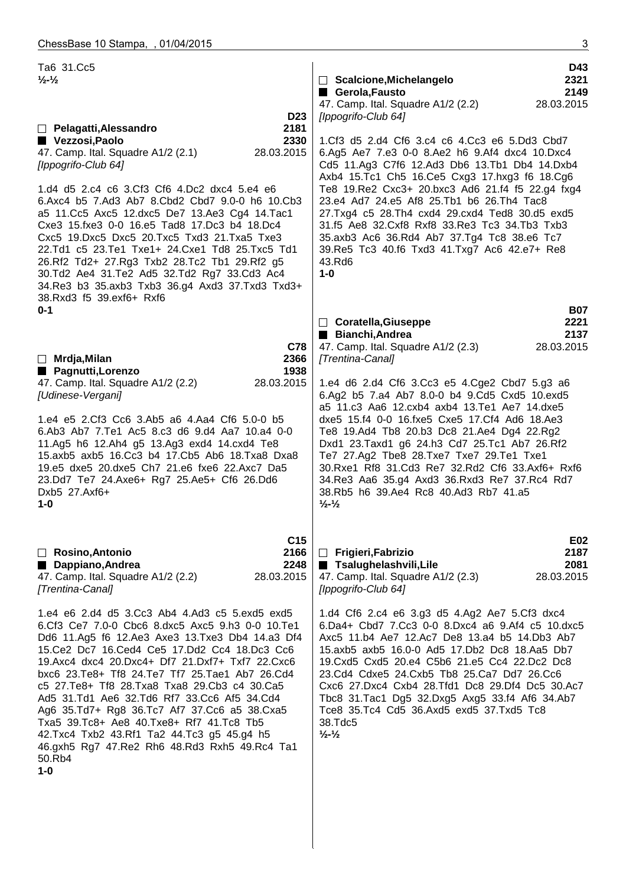Ta6 31.Cc5
½-½

**D23**

□ **Pelagatti,Alessandro** **2181**
■ **Vezzosi,Paolo** **2330**
47. Camp. Ital. Squadre A1/2 (2.1) 28.03.2015
*[Ippogrifo-Club 64]*

1.d4 d5 2.c4 c6 3.Cf3 Cf6 4.Dc2 dxc4 5.e4 e6 6.Axc4 b5 7.Ad3 Ab7 8.Cbd2 Cbd7 9.0-0 h6 10.Cb3 a5 11.Cc5 Axc5 12.dxc5 De7 13.Ae3 Cg4 14.Tac1 Cxe3 15.fxe3 0-0 16.e5 Tad8 17.Dc3 b4 18.Dc4 Cxc5 19.Dxc5 Dxc5 20.Txc5 Txd3 21.Txa5 Txe3 22.Td1 c5 23.Te1 Txe1+ 24.Cxe1 Td8 25.Txc5 Td1 26.Rf2 Td2+ 27.Rg3 Txb2 28.Tc2 Tb1 29.Rf2 g5 30.Td2 Ae4 31.Te2 Ad5 32.Td2 Rg7 33.Cd3 Ac4 34.Re3 b3 35.axb3 Txb3 36.g4 Axd3 37.Txd3 Txd3+ 38.Rxd3 f5 39.exf6+ Rxf6
0-1

**C78**

□ **Mrdja,Milan** **2366**
■ **Pagnutti,Lorenzo** **1938**
47. Camp. Ital. Squadre A1/2 (2.2) 28.03.2015
*[Udinese-Vergani]*

1.e4 e5 2.Cf3 Cc6 3.Ab5 a6 4.Aa4 Cf6 5.0-0 b5 6.Ab3 Ab7 7.Te1 Ac5 8.c3 d6 9.d4 Aa7 10.a4 0-0 11.Ag5 h6 12.Ah4 g5 13.Ag3 exd4 14.cxd4 Te8 15.axb5 axb5 16.Cc3 b4 17.Cb5 Ab6 18.Txa8 Dxa8 19.e5 dxe5 20.dxe5 Ch7 21.e6 fxe6 22.Axc7 Da5 23.Dd7 Te7 24.Axe6+ Rg7 25.Ae5+ Cf6 26.Dd6 Dxb5 27.Axf6+
1-0

**C15**

□ **Rosino,Antonio** **2166**
■ **Dappiano,Andrea** **2248**
47. Camp. Ital. Squadre A1/2 (2.2) 28.03.2015
*[Trentina-Canal]*

1.e4 e6 2.d4 d5 3.Cc3 Ab4 4.Ad3 c5 5.exd5 exd5 6.Cf3 Ce7 7.0-0 Cbc6 8.dxc5 Axc5 9.h3 0-0 10.Te1 Dd6 11.Ag5 f6 12.Ae3 Axe3 13.Txe3 Db4 14.a3 Df4 15.Ce2 Dc7 16.Ced4 Ce5 17.Dd2 Cc4 18.Dc3 Cc6 19.Axc4 dxc4 20.Dxc4+ Df7 21.Dxf7+ Txf7 22.Cxc6 bxc6 23.Te8+ Tf8 24.Te7 Tf7 25.Tae1 Ab7 26.Cd4 c5 27.Te8+ Tf8 28.Txa8 Txa8 29.Cb3 c4 30.Ca5 Ad5 31.Td1 Ae6 32.Td6 Rf7 33.Cc6 Af5 34.Cd4 Ag6 35.Td7+ Rg8 36.Tc7 Af7 37.Cc6 a5 38.Cxa5 Txa5 39.Tc8+ Ae8 40.Txe8+ Rf7 41.Tc8 Tb5 42.Txc4 Txb2 43.Rf1 Ta2 44.Tc3 g5 45.g4 h5 46.gxh5 Rg7 47.Re2 Rh6 48.Rd3 Rxh5 49.Rc4 Ta1 50.Rb4
1-0

**D43**

□ **Scalcione,Michelangelo** **2321**
■ **Gerola,Fausto** **2149**
47. Camp. Ital. Squadre A1/2 (2.2) 28.03.2015
*[Ippogrifo-Club 64]*

1.Cf3 d5 2.d4 Cf6 3.c4 c6 4.Cc3 e6 5.Dd3 Cbd7 6.Ag5 Ae7 7.e3 0-0 8.Ae2 h6 9.Af4 dxc4 10.Dxc4 Cd5 11.Ag3 C7f6 12.Ad3 Db6 13.Tb1 Db4 14.Dxb4 Axb4 15.Tc1 Ch5 16.Ce5 Cxg3 17.hxg3 f6 18.Cg6 Te8 19.Re2 Cxc3+ 20.bxc3 Ad6 21.f4 f5 22.g4 fxg4 23.e4 Ad7 24.e5 Af8 25.Tb1 b6 26.Th4 Tac8 27.Txg4 c5 28.Th4 cxd4 29.cxd4 Ted8 30.d5 exd5 31.f5 Ae8 32.Cxf8 Rxf8 33.Re3 Tc3 34.Tb3 Txb3 35.axb3 Ac6 36.Rd4 Ab7 37.Tg4 Tc8 38.e6 Tc7 39.Re5 Tc3 40.f6 Txd3 41.Txg7 Ac6 42.e7+ Re8 43.Rd6
1-0

**B07**

□ **Coratella,Giuseppe** **2221**
■ **Bianchi,Andrea** **2137**
47. Camp. Ital. Squadre A1/2 (2.3) 28.03.2015
*[Trentina-Canal]*

1.e4 d6 2.d4 Cf6 3.Cc3 e5 4.Cge2 Cbd7 5.g3 a6 6.Ag2 b5 7.a4 Ab7 8.0-0 b4 9.Cd5 Cxd5 10.exd5 a5 11.c3 Aa6 12.cxb4 axb4 13.Te1 Ae7 14.dxe5 dxe5 15.f4 0-0 16.fxe5 Cxe5 17.Cf4 Ad6 18.Ae3 Te8 19.Ad4 Tb8 20.b3 Dc8 21.Ae4 Dg4 22.Rg2 Dxd1 23.Taxd1 g6 24.h3 Cd7 25.Tc1 Ab7 26.Rf2 Te7 27.Ag2 Tbe8 28.Txe7 Txe7 29.Te1 Txe1 30.Rxe1 Rf8 31.Cd3 Re7 32.Rd2 Cf6 33.Axf6+ Rxf6 34.Re3 Aa6 35.g4 Axd3 36.Rxd3 Re7 37.Rc4 Rd7 38.Rb5 h6 39.Ae4 Rc8 40.Ad3 Rb7 41.a5
½-½

**E02**

□ **Frigieri,Fabrizio** **2187**
■ **Tsalughelashvili,Lile** **2081**
47. Camp. Ital. Squadre A1/2 (2.3) 28.03.2015
*[Ippogrifo-Club 64]*

1.d4 Cf6 2.c4 e6 3.g3 d5 4.Ag2 Ae7 5.Cf3 dxc4 6.Da4+ Cbd7 7.Cc3 0-0 8.Dxc4 a6 9.Af4 c5 10.dxc5 Axc5 11.b4 Ae7 12.Ac7 De8 13.a4 b5 14.Db3 Ab7 15.axb5 axb5 16.0-0 Ad5 17.Db2 Dc8 18.Aa5 Db7 19.Cxd5 Cxd5 20.e4 C5b6 21.e5 Cc4 22.Dc2 Dc8 23.Cd4 Cdxe5 24.Cxb5 Tb8 25.Ca7 Dd7 26.Cc6 Cxc6 27.Dxc4 Cxb4 28.Tfd1 Dc8 29.Df4 Dc5 30.Ac7 Tbc8 31.Tac1 Dg5 32.Dxg5 Axg5 33.f4 Af6 34.Ab7 Tce8 35.Tc4 Cd5 36.Axd5 exd5 37.Txd5 Tc8 38.Tdc5
½-½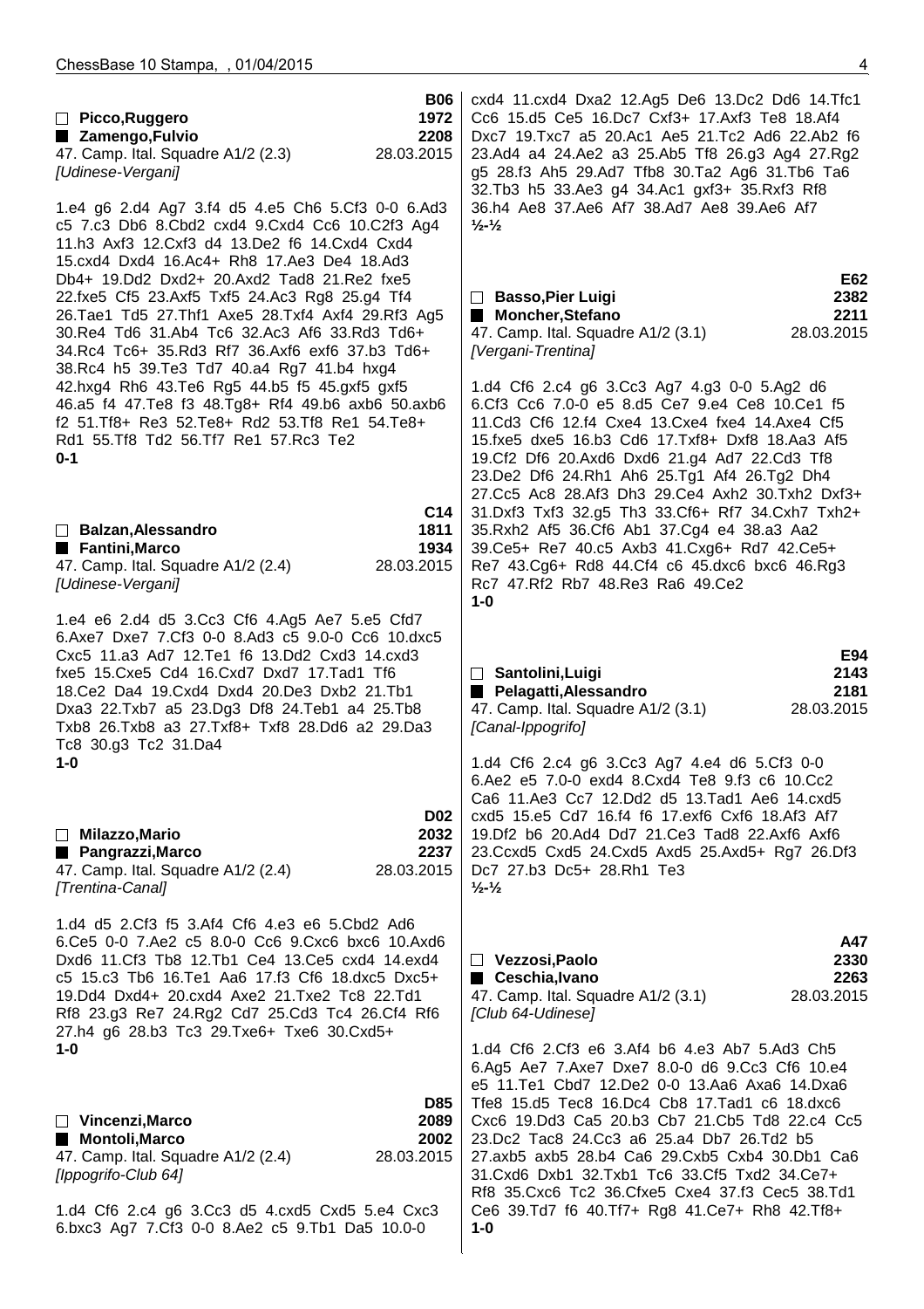**□ Picco,Ruggero** 1972
**■ Zamengo,Fulvio** 2208
47. Camp. Ital. Squadre A1/2 (2.3) 28.03.2015
*[Udinese-Vergani]*
B06

1.e4 g6 2.d4 Ag7 3.f4 d5 4.e5 Ch6 5.Cf3 0-0 6.Ad3 c5 7.c3 Db6 8.Cbd2 cxd4 9.Cxd4 Cc6 10.C2f3 Ag4 11.h3 Axf3 12.Cxf3 d4 13.De2 f6 14.Cxd4 Cxd4 15.cxd4 Dxd4 16.Ac4+ Rh8 17.Ae3 De4 18.Ad3 Db4+ 19.Dd2 Dxd2+ 20.Axd2 Tad8 21.Re2 fxe5 22.fxe5 Cf5 23.Axf5 Txf5 24.Ac3 Rg8 25.g4 Tf4 26.Tae1 Td5 27.Thf1 Axe5 28.Txf4 Axf4 29.Rf3 Ag5 30.Re4 Td6 31.Ab4 Tc6 32.Ac3 Af6 33.Rd3 Td6+ 34.Rc4 Tc6+ 35.Rd3 Rf7 36.Axf6 exf6 37.b3 Td6+ 38.Rc4 h5 39.Te3 Td7 40.a4 Rg7 41.b4 hxg4 42.hxg4 Rh6 43.Te6 Rg5 44.b5 f5 45.gxf5 gxf5 46.a5 f4 47.Te8 f3 48.Tg8+ Rf4 49.b6 axb6 50.axb6 f2 51.Tf8+ Re3 52.Te8+ Rd2 53.Tf8 Re1 54.Te8+ Rd1 55.Tf8 Td2 56.Tf7 Re1 57.Rc3 Te2
**0-1**

**□ Balzan,Alessandro** 1811
**■ Fantini,Marco** 1934
47. Camp. Ital. Squadre A1/2 (2.4) 28.03.2015
*[Udinese-Vergani]*
C14

1.e4 e6 2.d4 d5 3.Cc3 Cf6 4.Ag5 Ae7 5.e5 Cfd7 6.Axe7 Dxe7 7.Cf3 0-0 8.Ad3 c5 9.0-0 Cc6 10.dxc5 Cxc5 11.a3 Ad7 12.Te1 f6 13.Dd2 Cxd3 14.cxd3 fxe5 15.Cxe5 Cd4 16.Cxd7 Dxd7 17.Tad1 Tf6 18.Ce2 Da4 19.Cxd4 Dxd4 20.De3 Dxb2 21.Tb1 Dxa3 22.Txb7 a5 23.Dg3 Df8 24.Teb1 a4 25.Tb8 Txb8 26.Txb8 a3 27.Txf8+ Txf8 28.Dd6 a2 29.Da3 Tc8 30.g3 Tc2 31.Da4
**1-0**

**□ Milazzo,Mario** 2032
**■ Pangrazzi,Marco** 2237
47. Camp. Ital. Squadre A1/2 (2.4) 28.03.2015
*[Trentina-Canal]*
D02

1.d4 d5 2.Cf3 f5 3.Af4 Cf6 4.e3 e6 5.Cbd2 Ad6 6.Ce5 0-0 7.Ae2 c5 8.0-0 Cc6 9.Cxc6 bxc6 10.Axd6 Dxd6 11.Cf3 Tb8 12.Tb1 Ce4 13.Ce5 cxd4 14.exd4 c5 15.c3 Tb6 16.Te1 Aa6 17.f3 Cf6 18.dxc5 Dxc5+ 19.Dd4 Dxd4+ 20.cxd4 Axe2 21.Txe2 Tc8 22.Td1 Rf8 23.g3 Re7 24.Rg2 Cd7 25.Cd3 Tc4 26.Cf4 Rf6 27.h4 g6 28.b3 Tc3 29.Txe6+ Txe6 30.Cxd5+
**1-0**

**□ Vincenzi,Marco** 2089
**■ Montoli,Marco** 2002
47. Camp. Ital. Squadre A1/2 (2.4) 28.03.2015
*[Ippogrifo-Club 64]*
D85

1.d4 Cf6 2.c4 g6 3.Cc3 d5 4.cxd5 Cxd5 5.e4 Cxc3 6.bxc3 Ag7 7.Cf3 0-0 8.Ae2 c5 9.Tb1 Da5 10.0-0 cxd4 11.cxd4 Dxa2 12.Ag5 De6 13.Dc2 Dd6 14.Tfc1 Cc6 15.d5 Ce5 16.Dc7 Cxf3+ 17.Axf3 Te8 18.Af4 Dxc7 19.Txc7 a5 20.Ac1 Ae5 21.Tc2 Ad6 22.Ab2 f6 23.Ad4 a4 24.Ae2 a3 25.Ab5 Tf8 26.g3 Ag4 27.Rg2 g5 28.f3 Ah5 29.Ad7 Tfb8 30.Ta2 Ag6 31.Tb6 Ta6 32.Tb3 h5 33.Ae3 g4 34.Ac1 gxf3+ 35.Rxf3 Rf8 36.h4 Ae8 37.Ae6 Af7 38.Ad7 Ae8 39.Ae6 Af7
**½-½**

**□ Basso,Pier Luigi** 2382
**■ Moncher,Stefano** 2211
47. Camp. Ital. Squadre A1/2 (3.1) 28.03.2015
*[Vergani-Trentina]*
E62

1.d4 Cf6 2.c4 g6 3.Cc3 Ag7 4.g3 0-0 5.Ag2 d6 6.Cf3 Cc6 7.0-0 e5 8.d5 Ce7 9.e4 Ce8 10.Ce1 f5 11.Cd3 Cf6 12.f4 Cxe4 13.Cxe4 fxe4 14.Axe4 Cf5 15.fxe5 dxe5 16.b3 Cd6 17.Txf8+ Dxf8 18.Aa3 Af5 19.Cf2 Df6 20.Axd6 Dxd6 21.g4 Ad7 22.Cd3 Tf8 23.De2 Df6 24.Rh1 Ah6 25.Tg1 Af4 26.Tg2 Dh4 27.Cc5 Ac8 28.Af3 Dh3 29.Ce4 Axh2 30.Txh2 Dxf3+ 31.Dxf3 Txf3 32.g5 Th3 33.Cf6+ Rf7 34.Cxh7 Txh2+ 35.Rxh2 Af5 36.Cf6 Ab1 37.Cg4 e4 38.a3 Aa2 39.Ce5+ Re7 40.c5 Axb3 41.Cxg6+ Rd7 42.Ce5+ Re7 43.Cg6+ Rd8 44.Cf4 c6 45.dxc6 bxc6 46.Rg3 Rc7 47.Rf2 Rb7 48.Re3 Ra6 49.Ce2
**1-0**

**□ Santolini,Luigi** 2143
**■ Pelagatti,Alessandro** 2181
47. Camp. Ital. Squadre A1/2 (3.1) 28.03.2015
*[Canal-Ippogrifo]*
E94

1.d4 Cf6 2.c4 g6 3.Cc3 Ag7 4.e4 d6 5.Cf3 0-0 6.Ae2 e5 7.0-0 exd4 8.Cxd4 Te8 9.f3 c6 10.Cc2 Ca6 11.Ae3 Cc7 12.Dd2 d5 13.Tad1 Ae6 14.cxd5 cxd5 15.e5 Cd7 16.f4 f6 17.exf6 Cxf6 18.Af3 Af7 19.Df2 b6 20.Ad4 Dd7 21.Ce3 Tad8 22.Axf6 Axf6 23.Ccxd5 Cxd5 24.Cxd5 Axd5 25.Axd5+ Rg7 26.Df3 Dc7 27.b3 Dc5+ 28.Rh1 Te3
**½-½**

**□ Vezzosi,Paolo** 2330
**■ Ceschia,Ivano** 2263
47. Camp. Ital. Squadre A1/2 (3.1) 28.03.2015
*[Club 64-Udinese]*
A47

1.d4 Cf6 2.Cf3 e6 3.Af4 b6 4.e3 Ab7 5.Ad3 Ch5 6.Ag5 Ae7 7.Axe7 Dxe7 8.0-0 d6 9.Cc3 Cf6 10.e4 e5 11.Te1 Cbd7 12.De2 0-0 13.Aa6 Axa6 14.Dxa6 Tfe8 15.d5 Tec8 16.Dc4 Cb8 17.Tad1 c6 18.dxc6 Cxc6 19.Dd3 Ca5 20.b3 Cb7 21.Cb5 Td8 22.c4 Cc5 23.Dc2 Tac8 24.Cc3 a6 25.a4 Db7 26.Td2 b5 27.axb5 axb5 28.b4 Ca6 29.Cxb5 Cxb4 30.Db1 Ca6 31.Cxd6 Dxb1 32.Txb1 Tc6 33.Cf5 Txd2 34.Ce7+ Rf8 35.Cxc6 Tc2 36.Cfxe5 Cxe4 37.f3 Cec5 38.Td1 Ce6 39.Td7 f6 40.Tf7+ Rg8 41.Ce7+ Rh8 42.Tf8+
**1-0**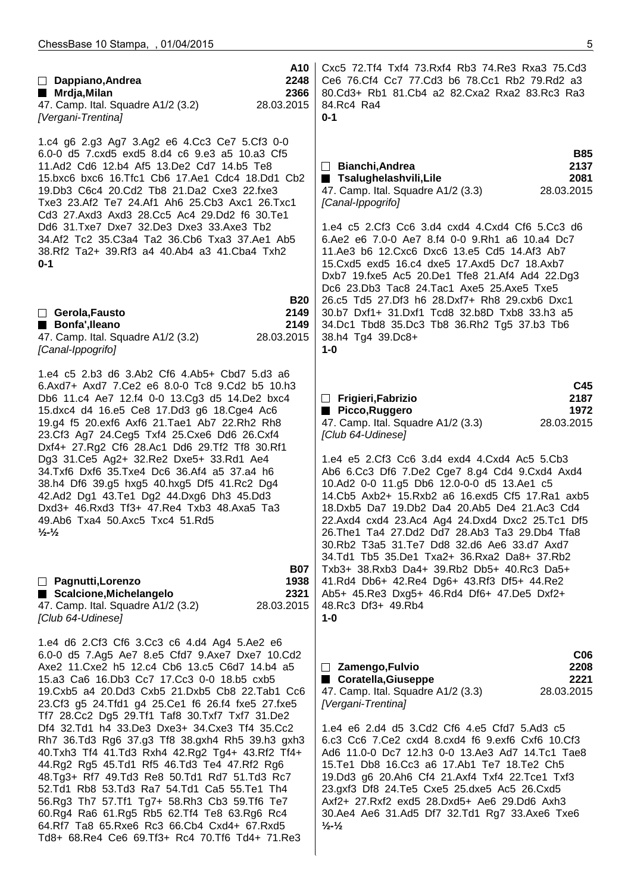**A10**

□ **Dappiano,Andrea** 2248
■ **Mrdja,Milan** 2366
47. Camp. Ital. Squadre A1/2 (3.2) 28.03.2015
*[Vergani-Trentina]*

1.c4 g6 2.g3 Ag7 3.Ag2 e6 4.Cc3 Ce7 5.Cf3 0-0 6.0-0 d5 7.cxd5 exd5 8.d4 c6 9.e3 a5 10.a3 Cf5 11.Ad2 Cd6 12.b4 Af5 13.De2 Cd7 14.b5 Te8 15.bxc6 bxc6 16.Tfc1 Cb6 17.Ae1 Cdc4 18.Dd1 Cb2 19.Db3 C6c4 20.Cd2 Tb8 21.Da2 Cxe3 22.fxe3 Txe3 23.Af2 Te7 24.Af1 Ah6 25.Cb3 Axc1 26.Txc1 Cd3 27.Axd3 Axd3 28.Cc5 Ac4 29.Dd2 f6 30.Te1 Dd6 31.Txe7 Dxe7 32.De3 Dxe3 33.Axe3 Tb2 34.Af2 Tc2 35.C3a4 Ta2 36.Cb6 Txa3 37.Ae1 Ab5 38.Rf2 Ta2+ 39.Rf3 a4 40.Ab4 a3 41.Cba4 Txh2
**0-1**

**B20**

□ **Gerola,Fausto** 2149
■ **Bonfa',Ileano** 2149
47. Camp. Ital. Squadre A1/2 (3.2) 28.03.2015
*[Canal-Ippogrifo]*

1.e4 c5 2.b3 d6 3.Ab2 Cf6 4.Ab5+ Cbd7 5.d3 a6 6.Axd7+ Axd7 7.Ce2 e6 8.0-0 Tc8 9.Cd2 b5 10.h3 Db6 11.c4 Ae7 12.f4 0-0 13.Cg3 d5 14.De2 bxc4 15.dxc4 d4 16.e5 Ce8 17.Dd3 g6 18.Cge4 Ac6 19.g4 f5 20.exf6 Axf6 21.Tae1 Ab7 22.Rh2 Rh8 23.Cf3 g5 24.Ceg5 Txf4 25.Cxe6 Dd6 26.Cxf4 Dxf4+ 27.Rg2 Cf6 28.Ac1 Dd6 29.Tf2 Tf8 30.Rf1 Dg3 31.Ce5 Ag2+ 32.Re2 Dxe5+ 33.Rd1 Ae4 34.Txf6 Dxf6 35.Txe4 Dc6 36.Af4 a5 37.a4 h6 38.h4 Df6 39.g5 hxg5 40.hxg5 Df5 41.Rc2 Dg4 42.Ad2 Dg1 43.Te1 Dg2 44.Dxg6 Dh3 45.Dd3 Dxd3+ 46.Rxd3 Tf3+ 47.Re4 Txb3 48.Axa5 Ta3 49.Ab6 Txa4 50.Axc5 Txc4 51.Rd5
**½-½**

**B07**

□ **Pagnutti,Lorenzo** 1938
■ **Scalcione,Michelangelo** 2321
47. Camp. Ital. Squadre A1/2 (3.2) 28.03.2015
*[Club 64-Udinese]*

1.e4 d6 2.Cf3 Cf6 3.Cc3 c6 4.d4 Ag4 5.Ae2 e6 6.0-0 d5 7.Ag5 Ae7 8.e5 Cfd7 9.Axe7 Dxe7 10.Cd2 Axe2 11.Cxe2 h5 12.c4 Cb6 13.c5 C6d7 14.b4 a5 15.a3 Ca6 16.Db3 Cc7 17.Cc3 0-0 18.b5 cxb5 19.Cxb5 a4 20.Dd3 Cxb5 21.Dxb5 Cb8 22.Tab1 Cc6 23.Cf3 g5 24.Tfd1 g4 25.Ce1 f6 26.f4 fxe5 27.fxe5 Tf7 28.Cc2 Dg5 29.Tf1 Taf8 30.Txf7 Txf7 31.De2 Df4 32.Td1 h4 33.De3 Dxe3+ 34.Cxe3 Tf4 35.Cc2 Rh7 36.Td3 Rg6 37.g3 Tf8 38.gxh4 Rh5 39.h3 gxh3 40.Txh3 Tf4 41.Td3 Rxh4 42.Rg2 Tg4+ 43.Rf2 Tf4+ 44.Rg2 Rg5 45.Td1 Rf5 46.Td3 Te4 47.Rf2 Rg6 48.Tg3+ Rf7 49.Td3 Re8 50.Td1 Rd7 51.Td3 Rc7 52.Td1 Rb8 53.Td3 Ra7 54.Td1 Ca5 55.Te1 Th4 56.Rg3 Th7 57.Tf1 Tg7+ 58.Rh3 Cb3 59.Tf6 Te7 60.Rg4 Ra6 61.Rg5 Rb5 62.Tf4 Te8 63.Rg6 Rc4 64.Rf7 Ta8 65.Rxe6 Rc3 66.Cb4 Cxd4+ 67.Rxd5 Td8+ 68.Re4 Ce6 69.Tf3+ Rc4 70.Tf6 Td4+ 71.Re3 Cxc5 72.Tf4 Txf4 73.Rxf4 Rb3 74.Re3 Rxa3 75.Cd3 Ce6 76.Cf4 Cc7 77.Cd3 b6 78.Cc1 Rb2 79.Rd2 a3 80.Cd3+ Rb1 81.Cb4 a2 82.Cxa2 Rxa2 83.Rc3 Ra3 84.Rc4 Ra4
**0-1**

**B85**

□ **Bianchi,Andrea** 2137
■ **Tsalughelashvili,Lile** 2081
47. Camp. Ital. Squadre A1/2 (3.3) 28.03.2015
*[Canal-Ippogrifo]*

1.e4 c5 2.Cf3 Cc6 3.d4 cxd4 4.Cxd4 Cf6 5.Cc3 d6 6.Ae2 e6 7.0-0 Ae7 8.f4 0-0 9.Rh1 a6 10.a4 Dc7 11.Ae3 b6 12.Cxc6 Dxc6 13.e5 Cd5 14.Af3 Ab7 15.Cxd5 exd5 16.c4 dxe5 17.Axd5 Dc7 18.Axb7 Dxb7 19.fxe5 Ac5 20.De1 Tfe8 21.Af4 Ad4 22.Dg3 Dc6 23.Db3 Tac8 24.Tac1 Axe5 25.Axe5 Txe5 26.c5 Td5 27.Df3 h6 28.Dxf7+ Rh8 29.cxb6 Dxc1 30.b7 Dxf1+ 31.Dxf1 Tcd8 32.b8D Txb8 33.h3 a5 34.Dc1 Tbd8 35.Dc3 Tb8 36.Rh2 Tg5 37.b3 Tb6 38.h4 Tg4 39.Dc8+
**1-0**

**C45**

□ **Frigieri,Fabrizio** 2187
■ **Picco,Ruggero** 1972
47. Camp. Ital. Squadre A1/2 (3.3) 28.03.2015
*[Club 64-Udinese]*

1.e4 e5 2.Cf3 Cc6 3.d4 exd4 4.Cxd4 Ac5 5.Cb3 Ab6 6.Cc3 Df6 7.De2 Cge7 8.g4 Cd4 9.Cxd4 Axd4 10.Ad2 0-0 11.g5 Db6 12.0-0-0 d5 13.Ae1 c5 14.Cb5 Axb2+ 15.Rxb2 a6 16.exd5 Cf5 17.Ra1 axb5 18.Dxb5 Da7 19.Db2 Da4 20.Ab5 De4 21.Ac3 Cd4 22.Axd4 cxd4 23.Ac4 Ag4 24.Dxd4 Dxc2 25.Tc1 Df5 26.The1 Ta4 27.Dd2 Dd7 28.Ab3 Ta3 29.Db4 Tfa8 30.Rb2 T3a5 31.Te7 Dd8 32.d6 Ae6 33.d7 Axd7 34.Td1 Tb5 35.De1 Txa2+ 36.Rxa2 Da8+ 37.Rb2 Txb3+ 38.Rxb3 Da4+ 39.Rb2 Db5+ 40.Rc3 Da5+ 41.Rd4 Db6+ 42.Re4 Dg6+ 43.Rf3 Df5+ 44.Re2 Ab5+ 45.Re3 Dxg5+ 46.Rd4 Df6+ 47.De5 Dxf2+ 48.Rc3 Df3+ 49.Rb4
**1-0**

**C06**

□ **Zamengo,Fulvio** 2208
■ **Coratella,Giuseppe** 2221
47. Camp. Ital. Squadre A1/2 (3.3) 28.03.2015
*[Vergani-Trentina]*

1.e4 e6 2.d4 d5 3.Cd2 Cf6 4.e5 Cfd7 5.Ad3 c5 6.c3 Cc6 7.Ce2 cxd4 8.cxd4 f6 9.exf6 Cxf6 10.Cf3 Ad6 11.0-0 Dc7 12.h3 0-0 13.Ae3 Ad7 14.Tc1 Tae8 15.Te1 Db8 16.Cc3 a6 17.Ab1 Te7 18.Te2 Ch5 19.Dd3 g6 20.Ah6 Cf4 21.Axf4 Txf4 22.Tce1 Txf3 23.gxf3 Df8 24.Te5 Cxe5 25.dxe5 Ac5 26.Cxd5 Axf2+ 27.Rxf2 exd5 28.Dxd5+ Ae6 29.Dd6 Axh3 30.Ae4 Ae6 31.Ad5 Df7 32.Td1 Rg7 33.Axe6 Txe6
**½-½**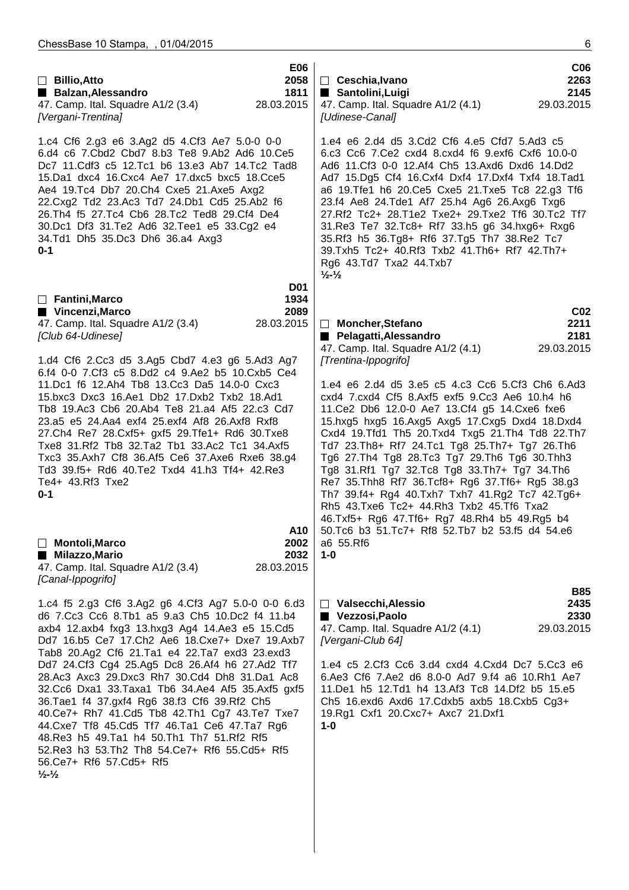**E06**

□ **Billio,Atto** **2058**
■ **Balzan,Alessandro** **1811**
47. Camp. Ital. Squadre A1/2 (3.4) 28.03.2015
*[Vergani-Trentina]*

1.c4 Cf6 2.g3 e6 3.Ag2 d5 4.Cf3 Ae7 5.0-0 0-0 6.d4 c6 7.Cbd2 Cbd7 8.b3 Te8 9.Ab2 Ad6 10.Ce5 Dc7 11.Cdf3 c5 12.Tc1 b6 13.e3 Ab7 14.Tc2 Tad8 15.Da1 dxc4 16.Cxc4 Ae7 17.dxc5 bxc5 18.Cce5 Ae4 19.Tc4 Db7 20.Ch4 Cxe5 21.Axe5 Axg2 22.Cxg2 Td2 23.Ac3 Td7 24.Db1 Cd5 25.Ab2 f6 26.Th4 f5 27.Tc4 Cb6 28.Tc2 Ted8 29.Cf4 De4 30.Dc1 Df3 31.Te2 Ad6 32.Tee1 e5 33.Cg2 e4 34.Td1 Dh5 35.Dc3 Dh6 36.a4 Axg3
**0-1**

**D01**

□ **Fantini,Marco** **1934**
■ **Vincenzi,Marco** **2089**
47. Camp. Ital. Squadre A1/2 (3.4) 28.03.2015
*[Club 64-Udinese]*

1.d4 Cf6 2.Cc3 d5 3.Ag5 Cbd7 4.e3 g6 5.Ad3 Ag7 6.f4 0-0 7.Cf3 c5 8.Dd2 c4 9.Ae2 b5 10.Cxb5 Ce4 11.Dc1 f6 12.Ah4 Tb8 13.Cc3 Da5 14.0-0 Cxc3 15.bxc3 Dxc3 16.Ae1 Db2 17.Dxb2 Txb2 18.Ad1 Tb8 19.Ac3 Cb6 20.Ab4 Te8 21.a4 Af5 22.c3 Cd7 23.a5 e5 24.Aa4 exf4 25.exf4 Af8 26.Axf8 Rxf8 27.Ch4 Re7 28.Cxf5+ gxf5 29.Tfe1+ Rd6 30.Txe8 Txe8 31.Rf2 Tb8 32.Ta2 Tb1 33.Ac2 Tc1 34.Axf5 Txc3 35.Axh7 Cf8 36.Af5 Ce6 37.Axe6 Rxe6 38.g4 Td3 39.f5+ Rd6 40.Te2 Txd4 41.h3 Tf4+ 42.Re3 Te4+ 43.Rf3 Txe2
**0-1**

**A10**

□ **Montoli,Marco** **2002**
■ **Milazzo,Mario** **2032**
47. Camp. Ital. Squadre A1/2 (3.4) 28.03.2015
*[Canal-Ippogrifo]*

1.c4 f5 2.g3 Cf6 3.Ag2 g6 4.Cf3 Ag7 5.0-0 0-0 6.d3 d6 7.Cc3 Cc6 8.Tb1 a5 9.a3 Ch5 10.Dc2 f4 11.b4 axb4 12.axb4 fxg3 13.hxg3 Ag4 14.Ae3 e5 15.Cd5 Dd7 16.b5 Ce7 17.Ch2 Ae6 18.Cxe7+ Dxe7 19.Axb7 Tab8 20.Ag2 Cf6 21.Ta1 e4 22.Ta7 exd3 23.exd3 Dd7 24.Cf3 Cg4 25.Ag5 Dc8 26.Af4 h6 27.Ad2 Tf7 28.Ac3 Axc3 29.Dxc3 Rh7 30.Cd4 Dh8 31.Da1 Ac8 32.Cc6 Dxa1 33.Taxa1 Tb6 34.Ae4 Af5 35.Axf5 gxf5 36.Tae1 f4 37.gxf4 Rg6 38.f3 Cf6 39.Rf2 Ch5 40.Ce7+ Rh7 41.Cd5 Tb8 42.Th1 Cg7 43.Te7 Txe7 44.Cxe7 Tf8 45.Cd5 Tf7 46.Ta1 Ce6 47.Ta7 Rg6 48.Re3 h5 49.Ta1 h4 50.Th1 Th7 51.Rf2 Rf5 52.Re3 h3 53.Th2 Th8 54.Ce7+ Rf6 55.Cd5+ Rf5 56.Ce7+ Rf6 57.Cd5+ Rf5
**½-½**

**C06**

□ **Ceschia,Ivano** **2263**
■ **Santolini,Luigi** **2145**
47. Camp. Ital. Squadre A1/2 (4.1) 29.03.2015
*[Udinese-Canal]*

1.e4 e6 2.d4 d5 3.Cd2 Cf6 4.e5 Cfd7 5.Ad3 c5 6.c3 Cc6 7.Ce2 cxd4 8.cxd4 f6 9.exf6 Cxf6 10.0-0 Ad6 11.Cf3 0-0 12.Af4 Ch5 13.Axd6 Dxd6 14.Dd2 Ad7 15.Dg5 Cf4 16.Cxf4 Dxf4 17.Dxf4 Txf4 18.Tad1 a6 19.Tfe1 h6 20.Ce5 Cxe5 21.Txe5 Tc8 22.g3 Tf6 23.f4 Ae8 24.Tde1 Af7 25.h4 Ag6 26.Axg6 Txg6 27.Rf2 Tc2+ 28.T1e2 Txe2+ 29.Txe2 Tf6 30.Tc2 Tf7 31.Re3 Te7 32.Tc8+ Rf7 33.h5 g6 34.hxg6+ Rxg6 35.Rf3 h5 36.Tg8+ Rf6 37.Tg5 Th7 38.Re2 Tc7 39.Txh5 Tc2+ 40.Rf3 Txb2 41.Th6+ Rf7 42.Th7+ Rg6 43.Td7 Txa2 44.Txb7
**½-½**

**C02**

□ **Moncher,Stefano** **2211**
■ **Pelagatti,Alessandro** **2181**
47. Camp. Ital. Squadre A1/2 (4.1) 29.03.2015
*[Trentina-Ippogrifo]*

1.e4 e6 2.d4 d5 3.e5 c5 4.c3 Cc6 5.Cf3 Ch6 6.Ad3 cxd4 7.cxd4 Cf5 8.Axf5 exf5 9.Cc3 Ae6 10.h4 h6 11.Ce2 Db6 12.0-0 Ae7 13.Cf4 g5 14.Cxe6 fxe6 15.hxg5 hxg5 16.Axg5 Axg5 17.Cxg5 Dxd4 18.Dxd4 Cxd4 19.Tfd1 Th5 20.Txd4 Txg5 21.Th4 Td8 22.Th7 Td7 23.Th8+ Rf7 24.Tc1 Tg8 25.Th7+ Tg7 26.Th6 Tg6 27.Th4 Tg8 28.Tc3 Tg7 29.Th6 Tg6 30.Thh3 Tg8 31.Rf1 Tg7 32.Tc8 Tg8 33.Th7+ Tg7 34.Th6 Re7 35.Thh8 Rf7 36.Tcf8+ Rg6 37.Tf6+ Rg5 38.g3 Th7 39.f4+ Rg4 40.Txh7 Txh7 41.Rg2 Tc7 42.Tg6+ Rh5 43.Txe6 Tc2+ 44.Rh3 Txb2 45.Tf6 Txa2 46.Txf5+ Rg6 47.Tf6+ Rg7 48.Rh4 b5 49.Rg5 b4 50.Tc6 b3 51.Tc7+ Rf8 52.Tb7 b2 53.f5 d4 54.e6 a6 55.Rf6
**1-0**

**B85**

□ **Valsecchi,Alessio** **2435**
■ **Vezzosi,Paolo** **2330**
47. Camp. Ital. Squadre A1/2 (4.1) 29.03.2015
*[Vergani-Club 64]*

1.e4 c5 2.Cf3 Cc6 3.d4 cxd4 4.Cxd4 Dc7 5.Cc3 e6 6.Ae3 Cf6 7.Ae2 d6 8.0-0 Ad7 9.f4 a6 10.Rh1 Ae7 11.De1 h5 12.Td1 h4 13.Af3 Tc8 14.Df2 b5 15.e5 Ch5 16.exd6 Axd6 17.Cdxb5 axb5 18.Cxb5 Cg3+ 19.Rg1 Cxf1 20.Cxc7+ Axc7 21.Dxf1
**1-0**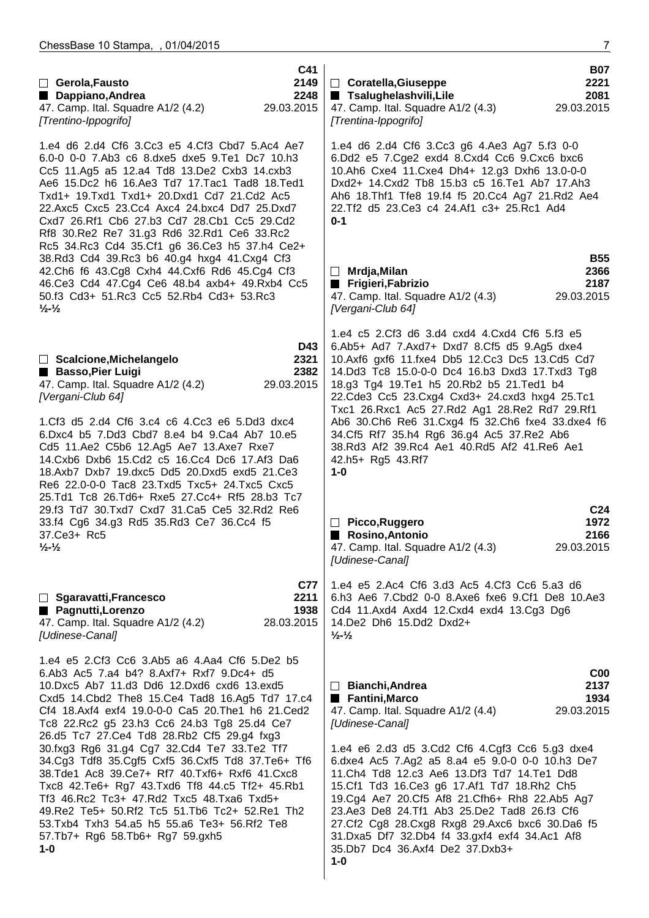**C41**

☐ **Gerola,Fausto** 2149
■ **Dappiano,Andrea** 2248
47. Camp. Ital. Squadre A1/2 (4.2) 29.03.2015
*[Trentino-Ippogrifo]*

1.e4 d6 2.d4 Cf6 3.Cc3 e5 4.Cf3 Cbd7 5.Ac4 Ae7 6.0-0 0-0 7.Ab3 c6 8.dxe5 dxe5 9.Te1 Dc7 10.h3 Cc5 11.Ag5 a5 12.a4 Td8 13.De2 Cxb3 14.cxb3 Ae6 15.Dc2 h6 16.Ae3 Td7 17.Tac1 Tad8 18.Ted1 Txd1+ 19.Txd1 Txd1+ 20.Dxd1 Cd7 21.Cd2 Ac5 22.Axc5 Cxc5 23.Cc4 Axc4 24.bxc4 Dd7 25.Dxd7 Cxd7 26.Rf1 Cb6 27.b3 Cd7 28.Cb1 Cc5 29.Cd2 Rf8 30.Re2 Re7 31.g3 Rd6 32.Rd1 Ce6 33.Rc2 Rc5 34.Rc3 Cd4 35.Cf1 g6 36.Ce3 h5 37.h4 Ce2+ 38.Rd3 Cd4 39.Rc3 b6 40.g4 hxg4 41.Cxg4 Cf3 42.Ch6 f6 43.Cg8 Cxh4 44.Cxf6 Rd6 45.Cg4 Cf3 46.Ce3 Cd4 47.Cg4 Ce6 48.b4 axb4+ 49.Rxb4 Cc5 50.f3 Cd3+ 51.Rc3 Cc5 52.Rb4 Cd3+ 53.Rc3
**½-½**

**D43**

☐ **Scalcione,Michelangelo** 2321
■ **Basso,Pier Luigi** 2382
47. Camp. Ital. Squadre A1/2 (4.2) 29.03.2015
*[Vergani-Club 64]*

1.Cf3 d5 2.d4 Cf6 3.c4 c6 4.Cc3 e6 5.Dd3 dxc4 6.Dxc4 b5 7.Dd3 Cbd7 8.e4 b4 9.Ca4 Ab7 10.e5 Cd5 11.Ae2 C5b6 12.Ag5 Ae7 13.Axe7 Rxe7 14.Cxb6 Dxb6 15.Cd2 c5 16.Cc4 Dc6 17.Af3 Da6 18.Axb7 Dxb7 19.dxc5 Dd5 20.Dxd5 exd5 21.Ce3 Re6 22.0-0-0 Tac8 23.Txd5 Txc5+ 24.Txc5 Cxc5 25.Td1 Tc8 26.Td6+ Rxe5 27.Cc4+ Rf5 28.b3 Tc7 29.f3 Td7 30.Txd7 Cxd7 31.Ca5 Ce5 32.Rd2 Re6 33.f4 Cg6 34.g3 Rd5 35.Rd3 Ce7 36.Cc4 f5 37.Ce3+ Rc5
**½-½**

**C77**

☐ **Sgaravatti,Francesco** 2211
■ **Pagnutti,Lorenzo** 1938
47. Camp. Ital. Squadre A1/2 (4.2) 28.03.2015
*[Udinese-Canal]*

1.e4 e5 2.Cf3 Cc6 3.Ab5 a6 4.Aa4 Cf6 5.De2 b5 6.Ab3 Ac5 7.a4 b4? 8.Axf7+ Rxf7 9.Dc4+ d5 10.Dxc5 Ab7 11.d3 Dd6 12.Dxd6 cxd6 13.exd5 Cxd5 14.Cbd2 The8 15.Ce4 Tad8 16.Ag5 Td7 17.c4 Cf4 18.Axf4 exf4 19.0-0-0 Ca5 20.The1 h6 21.Ced2 Tc8 22.Rc2 g5 23.h3 Cc6 24.b3 Tg8 25.d4 Ce7 26.d5 Tc7 27.Ce4 Td8 28.Rb2 Cf5 29.g4 fxg3 30.fxg3 Rg6 31.g4 Cg7 32.Cd4 Te7 33.Te2 Tf7 34.Cg3 Tdf8 35.Cgf5 Cxf5 36.Cxf5 Td8 37.Te6+ Tf6 38.Tde1 Ac8 39.Ce7+ Rf7 40.Txf6+ Rxf6 41.Cxc8 Txc8 42.Te6+ Rg7 43.Txd6 Tf8 44.c5 Tf2+ 45.Rb1 Tf3 46.Rc2 Tc3+ 47.Rd2 Txc5 48.Txa6 Txd5+ 49.Re2 Te5+ 50.Rf2 Tc5 51.Tb6 Tc2+ 52.Re1 Th2 53.Txb4 Txh3 54.a5 h5 55.a6 Te3+ 56.Rf2 Te8 57.Tb7+ Rg6 58.Tb6+ Rg7 59.gxh5
**1-0**

**B07**

☐ **Coratella,Giuseppe** 2221
■ **Tsalughelashvili,Lile** 2081
47. Camp. Ital. Squadre A1/2 (4.3) 29.03.2015
*[Trentina-Ippogrifo]*

1.e4 d6 2.d4 Cf6 3.Cc3 g6 4.Ae3 Ag7 5.f3 0-0 6.Dd2 e5 7.Cge2 exd4 8.Cxd4 Cc6 9.Cxc6 bxc6 10.Ah6 Cxe4 11.Cxe4 Dh4+ 12.g3 Dxh6 13.0-0-0 Dxd2+ 14.Cxd2 Tb8 15.b3 c5 16.Te1 Ab7 17.Ah3 Ah6 18.Thf1 Tfe8 19.f4 f5 20.Cc4 Ag7 21.Rd2 Ae4 22.Tf2 d5 23.Ce3 c4 24.Af1 c3+ 25.Rc1 Ad4
**0-1**

**B55**

☐ **Mrdja,Milan** 2366
■ **Frigieri,Fabrizio** 2187
47. Camp. Ital. Squadre A1/2 (4.3) 29.03.2015
*[Vergani-Club 64]*

1.e4 c5 2.Cf3 d6 3.d4 cxd4 4.Cxd4 Cf6 5.f3 e5 6.Ab5+ Ad7 7.Axd7+ Dxd7 8.Cf5 d5 9.Ag5 dxe4 10.Axf6 gxf6 11.fxe4 Db5 12.Cc3 Dc5 13.Cd5 Cd7 14.Dd3 Tc8 15.0-0-0 Dc4 16.b3 Dxd3 17.Txd3 Tg8 18.g3 Tg4 19.Te1 h5 20.Rb2 b5 21.Ted1 b4 22.Cde3 Cc5 23.Cxg4 Cxd3+ 24.cxd3 hxg4 25.Tc1 Txc1 26.Rxc1 Ac5 27.Rd2 Ag1 28.Re2 Rd7 29.Rf1 Ab6 30.Ch6 Re6 31.Cxg4 f5 32.Ch6 fxe4 33.dxe4 f6 34.Cf5 Rf7 35.h4 Rg6 36.g4 Ac5 37.Re2 Ab6 38.Rd3 Af2 39.Rc4 Ae1 40.Rd5 Af2 41.Re6 Ae1 42.h5+ Rg5 43.Rf7
**1-0**

**C24**

☐ **Picco,Ruggero** 1972
■ **Rosino,Antonio** 2166
47. Camp. Ital. Squadre A1/2 (4.3) 29.03.2015
*[Udinese-Canal]*

1.e4 e5 2.Ac4 Cf6 3.d3 Ac5 4.Cf3 Cc6 5.a3 d6 6.h3 Ae6 7.Cbd2 0-0 8.Axe6 fxe6 9.Cf1 De8 10.Ae3 Cd4 11.Axd4 Axd4 12.Cxd4 exd4 13.Cg3 Dg6 14.De2 Dh6 15.Dd2 Dxd2+
**½-½**

**C00**

☐ **Bianchi,Andrea** 2137
■ **Fantini,Marco** 1934
47. Camp. Ital. Squadre A1/2 (4.4) 29.03.2015
*[Udinese-Canal]*

1.e4 e6 2.d3 d5 3.Cd2 Cf6 4.Cgf3 Cc6 5.g3 dxe4 6.dxe4 Ac5 7.Ag2 a5 8.a4 e5 9.0-0 0-0 10.h3 De7 11.Ch4 Td8 12.c3 Ae6 13.Df3 Td7 14.Te1 Dd8 15.Cf1 Td3 16.Ce3 g6 17.Af1 Td7 18.Rh2 Ch5 19.Cg4 Ae7 20.Cf5 Af8 21.Cfh6+ Rh8 22.Ab5 Ag7 23.Ae3 De8 24.Tf1 Ab3 25.De2 Tad8 26.f3 Cf6 27.Cf2 Cg8 28.Cxg8 Rxg8 29.Axc6 bxc6 30.Da6 f5 31.Dxa5 Df7 32.Db4 f4 33.gxf4 exf4 34.Ac1 Af8 35.Db7 Dc4 36.Axf4 De2 37.Dxb3+
**1-0**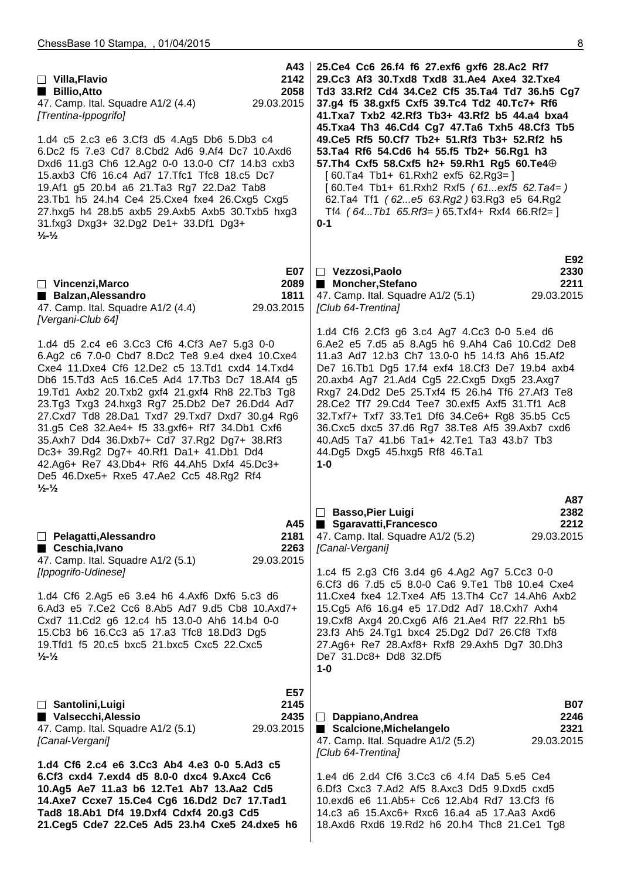**A43**
□ **Villa,Flavio** 2142
■ **Billio,Atto** 2058
47. Camp. Ital. Squadre A1/2 (4.4) 29.03.2015
*[Trentina-Ippogrifo]*

1.d4 c5 2.c3 e6 3.Cf3 d5 4.Ag5 Db6 5.Db3 c4 6.Dc2 f5 7.e3 Cd7 8.Cbd2 Ad6 9.Af4 Dc7 10.Axd6 Dxd6 11.g3 Ch6 12.Ag2 0-0 13.0-0 Cf7 14.b3 cxb3 15.axb3 Cf6 16.c4 Ad7 17.Tfc1 Tfc8 18.c5 Dc7 19.Af1 g5 20.b4 a6 21.Ta3 Rg7 22.Da2 Tab8 23.Tb1 h5 24.h4 Ce4 25.Cxe4 fxe4 26.Cxg5 Cxg5 27.hxg5 h4 28.b5 axb5 29.Axb5 Axb5 30.Txb5 hxg3 31.fxg3 Dxg3+ 32.Dg2 De1+ 33.Df1 Dg3+
**½-½**

**E07**
□ **Vincenzi,Marco** 2089
■ **Balzan,Alessandro** 1811
47. Camp. Ital. Squadre A1/2 (4.4) 29.03.2015
*[Vergani-Club 64]*

1.d4 d5 2.c4 e6 3.Cc3 Cf6 4.Cf3 Ae7 5.g3 0-0 6.Ag2 c6 7.0-0 Cbd7 8.Dc2 Te8 9.e4 dxe4 10.Cxe4 Cxe4 11.Dxe4 Cf6 12.De2 c5 13.Td1 cxd4 14.Txd4 Db6 15.Td3 Ac5 16.Ce5 Ad4 17.Tb3 Dc7 18.Af4 g5 19.Td1 Axb2 20.Txb2 gxf4 21.gxf4 Rh8 22.Tb3 Tg8 23.Tg3 Txg3 24.hxg3 Rg7 25.Db2 De7 26.Dd4 Ad7 27.Cxd7 Td8 28.Da1 Txd7 29.Txd7 Dxd7 30.g4 Rg6 31.g5 Ce8 32.Ae4+ f5 33.gxf6+ Rf7 34.Db1 Cxf6 35.Axh7 Dd4 36.Dxb7+ Cd7 37.Rg2 Dg7+ 38.Rf3 Dc3+ 39.Rg2 Dg7+ 40.Rf1 Da1+ 41.Db1 Dd4 42.Ag6+ Re7 43.Db4+ Rf6 44.Ah5 Dxf4 45.Dc3+ De5 46.Dxe5+ Rxe5 47.Ae2 Cc5 48.Rg2 Rf4
**½-½**

**A45**
□ **Pelagatti,Alessandro** 2181
■ **Ceschia,Ivano** 2263
47. Camp. Ital. Squadre A1/2 (5.1) 29.03.2015
*[Ippogrifo-Udinese]*

1.d4 Cf6 2.Ag5 e6 3.e4 h6 4.Axf6 Dxf6 5.c3 d6 6.Ad3 e5 7.Ce2 Cc6 8.Ab5 Ad7 9.d5 Cb8 10.Axd7+ Cxd7 11.Cd2 g6 12.c4 h5 13.0-0 Ah6 14.b4 0-0 15.Cb3 b6 16.Cc3 a5 17.a3 Tfc8 18.Dd3 Dg5 19.Tfd1 f5 20.c5 bxc5 21.bxc5 Cxc5 22.Cxc5
**½-½**

**E57**
□ **Santolini,Luigi** 2145
■ **Valsecchi,Alessio** 2435
47. Camp. Ital. Squadre A1/2 (5.1) 29.03.2015
*[Canal-Vergani]*

**1.d4 Cf6 2.c4 e6 3.Cc3 Ab4 4.e3 0-0 5.Ad3 c5 6.Cf3 cxd4 7.exd4 d5 8.0-0 dxc4 9.Axc4 Cc6 10.Ag5 Ae7 11.a3 b6 12.Te1 Ab7 13.Aa2 Cd5 14.Axe7 Ccxe7 15.Ce4 Cg6 16.Dd2 Dc7 17.Tad1 Tad8 18.Ab1 Df4 19.Dxf4 Cdxf4 20.g3 Cd5 21.Ceg5 Cde7 22.Ce5 Ad5 23.h4 Cxe5 24.dxe5 h6 25.Ce4 Cc6 26.f4 f6 27.exf6 gxf6 28.Ac2 Rf7 29.Cc3 Af3 30.Txd8 Txd8 31.Ae4 Axe4 32.Txe4 Td3 33.Rf2 Cd4 34.Ce2 Cf5 35.Ta4 Td7 36.h5 Cg7 37.g4 f5 38.gxf5 Cxf5 39.Tc4 Td2 40.Tc7+ Rf6 41.Txa7 Txb2 42.Rf3 Tb3+ 43.Rf2 b5 44.a4 bxa4 45.Txa4 Th3 46.Cd4 Cg7 47.Ta6 Txh5 48.Cf3 Tb5 49.Ce5 Rf5 50.Cf7 Tb2+ 51.Rf3 Tb3+ 52.Rf2 h5 53.Ta4 Rf6 54.Cd6 h4 55.f5 Tb2+ 56.Rg1 h3 57.Th4 Cxf5 58.Cxf5 h2+ 59.Rh1 Rg5 60.Te4⊕**
[ 60.Ta4 Tb1+ 61.Rxh2 exf5 62.Rg3= ]
[ 60.Te4 Tb1+ 61.Rxh2 Rxf5 *( 61...exf5 62.Ta4= )* 62.Ta4 Tf1 *( 62...e5 63.Rg2 )* 63.Rg3 e5 64.Rg2 Tf4 *( 64...Tb1 65.Rf3= )* 65.Txf4+ Rxf4 66.Rf2= ]
**0-1**

**E92**
□ **Vezzosi,Paolo** 2330
■ **Moncher,Stefano** 2211
47. Camp. Ital. Squadre A1/2 (5.1) 29.03.2015
*[Club 64-Trentina]*

1.d4 Cf6 2.Cf3 g6 3.c4 Ag7 4.Cc3 0-0 5.e4 d6 6.Ae2 e5 7.d5 a5 8.Ag5 h6 9.Ah4 Ca6 10.Cd2 De8 11.a3 Ad7 12.b3 Ch7 13.0-0 h5 14.f3 Ah6 15.Af2 De7 16.Tb1 Dg5 17.f4 exf4 18.Cf3 De7 19.b4 axb4 20.axb4 Ag7 21.Ad4 Cg5 22.Cxg5 Dxg5 23.Axg7 Rxg7 24.Dd2 De5 25.Txf4 f5 26.h4 Tf6 27.Af3 Te8 28.Ce2 Tf7 29.Cd4 Tee7 30.exf5 Axf5 31.Tf1 Ac8 32.Txf7+ Txf7 33.Te1 Df6 34.Ce6+ Rg8 35.b5 Cc5 36.Cxc5 dxc5 37.d6 Rg7 38.Te8 Af5 39.Axb7 cxd6 40.Ad5 Ta7 41.b6 Ta1+ 42.Te1 Ta3 43.b7 Tb3 44.Dg5 Dxg5 45.hxg5 Rf8 46.Ta1
**1-0**

**A87**
□ **Basso,Pier Luigi** 2382
■ **Sgaravatti,Francesco** 2212
47. Camp. Ital. Squadre A1/2 (5.2) 29.03.2015
*[Canal-Vergani]*

1.c4 f5 2.g3 Cf6 3.d4 g6 4.Ag2 Ag7 5.Cc3 0-0 6.Cf3 d6 7.d5 c5 8.0-0 Ca6 9.Te1 Tb8 10.e4 Cxe4 11.Cxe4 fxe4 12.Txe4 Af5 13.Th4 Cc7 14.Ah6 Axb2 15.Cg5 Af6 16.g4 e5 17.Dd2 Ad7 18.Cxh7 Axh4 19.Cxf8 Axg4 20.Cxg6 Af6 21.Ae4 Rf7 22.Rh1 b5 23.f3 Ah5 24.Tg1 bxc4 25.Dg2 Dd7 26.Cf8 Txf8 27.Ag6+ Re7 28.Axf8+ Rxf8 29.Axh5 Dg7 30.Dh3 De7 31.Dc8+ Dd8 32.Df5
**1-0**

**B07**
□ **Dappiano,Andrea** 2246
■ **Scalcione,Michelangelo** 2321
47. Camp. Ital. Squadre A1/2 (5.2) 29.03.2015
*[Club 64-Trentina]*

1.e4 d6 2.d4 Cf6 3.Cc3 c6 4.f4 Da5 5.e5 Ce4 6.Df3 Cxc3 7.Ad2 Af5 8.Axc3 Dd5 9.Dxd5 cxd5 10.exd6 e6 11.Ab5+ Cc6 12.Ab4 Rd7 13.Cf3 f6 14.c3 a6 15.Axc6+ Rxc6 16.a4 a5 17.Aa3 Axd6 18.Axd6 Rxd6 19.Rd2 h6 20.h4 Thc8 21.Ce1 Tg8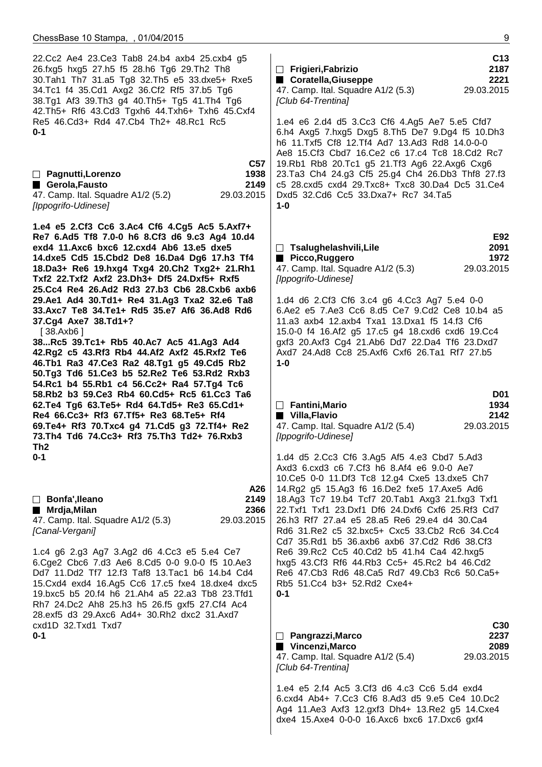22.Cc2 Ae4 23.Ce3 Tab8 24.b4 axb4 25.cxb4 g5 26.fxg5 hxg5 27.h5 f5 28.h6 Tg6 29.Th2 Th8 30.Tah1 Th7 31.a5 Tg8 32.Th5 e5 33.dxe5+ Rxe5 34.Tc1 f4 35.Cd1 Axg2 36.Cf2 Rf5 37.b5 Tg6 38.Tg1 Af3 39.Th3 g4 40.Th5+ Tg5 41.Th4 Tg6 42.Th5+ Rf6 43.Cd3 Tgxh6 44.Txh6+ Txh6 45.Cxf4 Re5 46.Cd3+ Rd4 47.Cb4 Th2+ 48.Rc1 Rc5
**0-1**

**C57**

☐ **Pagnutti,Lorenzo** **1938**
■ **Gerola,Fausto** **2149**
47. Camp. Ital. Squadre A1/2 (5.2) 29.03.2015
*[Ippogrifo-Udinese]*

**1.e4 e5 2.Cf3 Cc6 3.Ac4 Cf6 4.Cg5 Ac5 5.Axf7+ Re7 6.Ad5 Tf8 7.0-0 h6 8.Cf3 d6 9.c3 Ag4 10.d4 exd4 11.Axc6 bxc6 12.cxd4 Ab6 13.e5 dxe5 14.dxe5 Cd5 15.Cbd2 De8 16.Da4 Dg6 17.h3 Tf4 18.Da3+ Re6 19.hxg4 Txg4 20.Ch2 Txg2+ 21.Rh1 Txf2 22.Txf2 Axf2 23.Dh3+ Df5 24.Dxf5+ Rxf5 25.Cc4 Re4 26.Ad2 Rd3 27.b3 Cb6 28.Cxb6 axb6 29.Ae1 Ad4 30.Td1+ Re4 31.Ag3 Txa2 32.e6 Ta8 33.Axc7 Te8 34.Te1+ Rd5 35.e7 Af6 36.Ad8 Rd6 37.Cg4 Axe7 38.Td1+?**
[ 38.Axb6 ]
**38...Rc5 39.Tc1+ Rb5 40.Ac7 Ac5 41.Ag3 Ad4 42.Rg2 c5 43.Rf3 Rb4 44.Af2 Axf2 45.Rxf2 Te6 46.Tb1 Ra3 47.Ce3 Ra2 48.Tg1 g5 49.Cd5 Rb2 50.Tg3 Td6 51.Ce3 b5 52.Re2 Te6 53.Rd2 Rxb3 54.Rc1 b4 55.Rb1 c4 56.Cc2+ Ra4 57.Tg4 Tc6 58.Rb2 b3 59.Ce3 Rb4 60.Cd5+ Rc5 61.Cc3 Ta6 62.Te4 Tg6 63.Te5+ Rd4 64.Td5+ Re3 65.Cd1+ Re4 66.Cc3+ Rf3 67.Tf5+ Re3 68.Te5+ Rf4 69.Te4+ Rf3 70.Txc4 g4 71.Cd5 g3 72.Tf4+ Re2 73.Th4 Td6 74.Cc3+ Rf3 75.Th3 Td2+ 76.Rxb3 Th2**
**0-1**

**A26**

☐ **Bonfa',Ileano** **2149**
■ **Mrdja,Milan** **2366**
47. Camp. Ital. Squadre A1/2 (5.3) 29.03.2015
*[Canal-Vergani]*

1.c4 g6 2.g3 Ag7 3.Ag2 d6 4.Cc3 e5 5.e4 Ce7 6.Cge2 Cbc6 7.d3 Ae6 8.Cd5 0-0 9.0-0 f5 10.Ae3 Dd7 11.Dd2 Tf7 12.f3 Taf8 13.Tac1 b6 14.b4 Cd4 15.Cxd4 exd4 16.Ag5 Cc6 17.c5 fxe4 18.dxe4 dxc5 19.bxc5 b5 20.f4 h6 21.Ah4 a5 22.a3 Tb8 23.Tfd1 Rh7 24.Dc2 Ah8 25.h3 h5 26.f5 gxf5 27.Cf4 Ac4 28.exf5 d3 29.Axc6 Ad4+ 30.Rh2 dxc2 31.Axd7 cxd1D 32.Txd1 Txd7
**0-1**

**C13**

☐ **Frigieri,Fabrizio** **2187**
■ **Coratella,Giuseppe** **2221**
47. Camp. Ital. Squadre A1/2 (5.3) 29.03.2015
*[Club 64-Trentina]*

1.e4 e6 2.d4 d5 3.Cc3 Cf6 4.Ag5 Ae7 5.e5 Cfd7 6.h4 Axg5 7.hxg5 Dxg5 8.Th5 De7 9.Dg4 f5 10.Dh3 h6 11.Txf5 Cf8 12.Tf4 Ad7 13.Ad3 Rd8 14.0-0-0 Ae8 15.Cf3 Cbd7 16.Ce2 c6 17.c4 Tc8 18.Cd2 Rc7 19.Rb1 Rb8 20.Tc1 g5 21.Tf3 Ag6 22.Axg6 Cxg6 23.Ta3 Ch4 24.g3 Cf5 25.g4 Ch4 26.Db3 Thf8 27.f3 c5 28.cxd5 cxd4 29.Txc8+ Txc8 30.Da4 Dc5 31.Ce4 Dxd5 32.Cd6 Cc5 33.Dxa7+ Rc7 34.Ta5
**1-0**

**E92**

☐ **Tsalughelashvili,Lile** **2091**
■ **Picco,Ruggero** **1972**
47. Camp. Ital. Squadre A1/2 (5.3) 29.03.2015
*[Ippogrifo-Udinese]*

1.d4 d6 2.Cf3 Cf6 3.c4 g6 4.Cc3 Ag7 5.e4 0-0 6.Ae2 e5 7.Ae3 Cc6 8.d5 Ce7 9.Cd2 Ce8 10.b4 a5 11.a3 axb4 12.axb4 Txa1 13.Dxa1 f5 14.f3 Cf6 15.0-0 f4 16.Af2 g5 17.c5 g4 18.cxd6 cxd6 19.Cc4 gxf3 20.Axf3 Cg4 21.Ab6 Dd7 22.Da4 Tf6 23.Dxd7 Axd7 24.Ad8 Cc8 25.Axf6 Cxf6 26.Ta1 Rf7 27.b5
**1-0**

**D01**

☐ **Fantini,Mario** **1934**
■ **Villa,Flavio** **2142**
47. Camp. Ital. Squadre A1/2 (5.4) 29.03.2015
*[Ippogrifo-Udinese]*

1.d4 d5 2.Cc3 Cf6 3.Ag5 Af5 4.e3 Cbd7 5.Ad3 Axd3 6.cxd3 c6 7.Cf3 h6 8.Af4 e6 9.0-0 Ae7 10.Ce5 0-0 11.Df3 Tc8 12.g4 Cxe5 13.dxe5 Ch7 14.Rg2 g5 15.Ag3 f6 16.De2 fxe5 17.Axe5 Ad6 18.Ag3 Tc7 19.b4 Tcf7 20.Tab1 Axg3 21.fxg3 Txf1 22.Txf1 Txf1 23.Dxf1 Df6 24.Dxf6 Cxf6 25.Rf3 Cd7 26.h3 Rf7 27.a4 e5 28.a5 Re6 29.e4 d4 30.Ca4 Rd6 31.Re2 c5 32.bxc5+ Cxc5 33.Cb2 Rc6 34.Cc4 Cd7 35.Rd1 b5 36.axb6 axb6 37.Cd2 Rd6 38.Cf3 Re6 39.Rc2 Cc5 40.Cd2 b5 41.h4 Ca4 42.hxg5 hxg5 43.Cf3 Rf6 44.Rb3 Cc5+ 45.Rc2 b4 46.Cd2 Re6 47.Cb3 Rd6 48.Ca5 Rd7 49.Cb3 Rc6 50.Ca5+ Rb5 51.Cc4 b3+ 52.Rd2 Cxe4+
**0-1**

**C30**

☐ **Pangrazzi,Marco** **2237**
■ **Vincenzi,Marco** **2089**
47. Camp. Ital. Squadre A1/2 (5.4) 29.03.2015
*[Club 64-Trentina]*

1.e4 e5 2.f4 Ac5 3.Cf3 d6 4.c3 Cc6 5.d4 exd4 6.cxd4 Ab4+ 7.Cc3 Cf6 8.Ad3 d5 9.e5 Ce4 10.Dc2 Ag4 11.Ae3 Axf3 12.gxf3 Dh4+ 13.Re2 g5 14.Cxe4 dxe4 15.Axe4 0-0-0 16.Axc6 bxc6 17.Dxc6 gxf4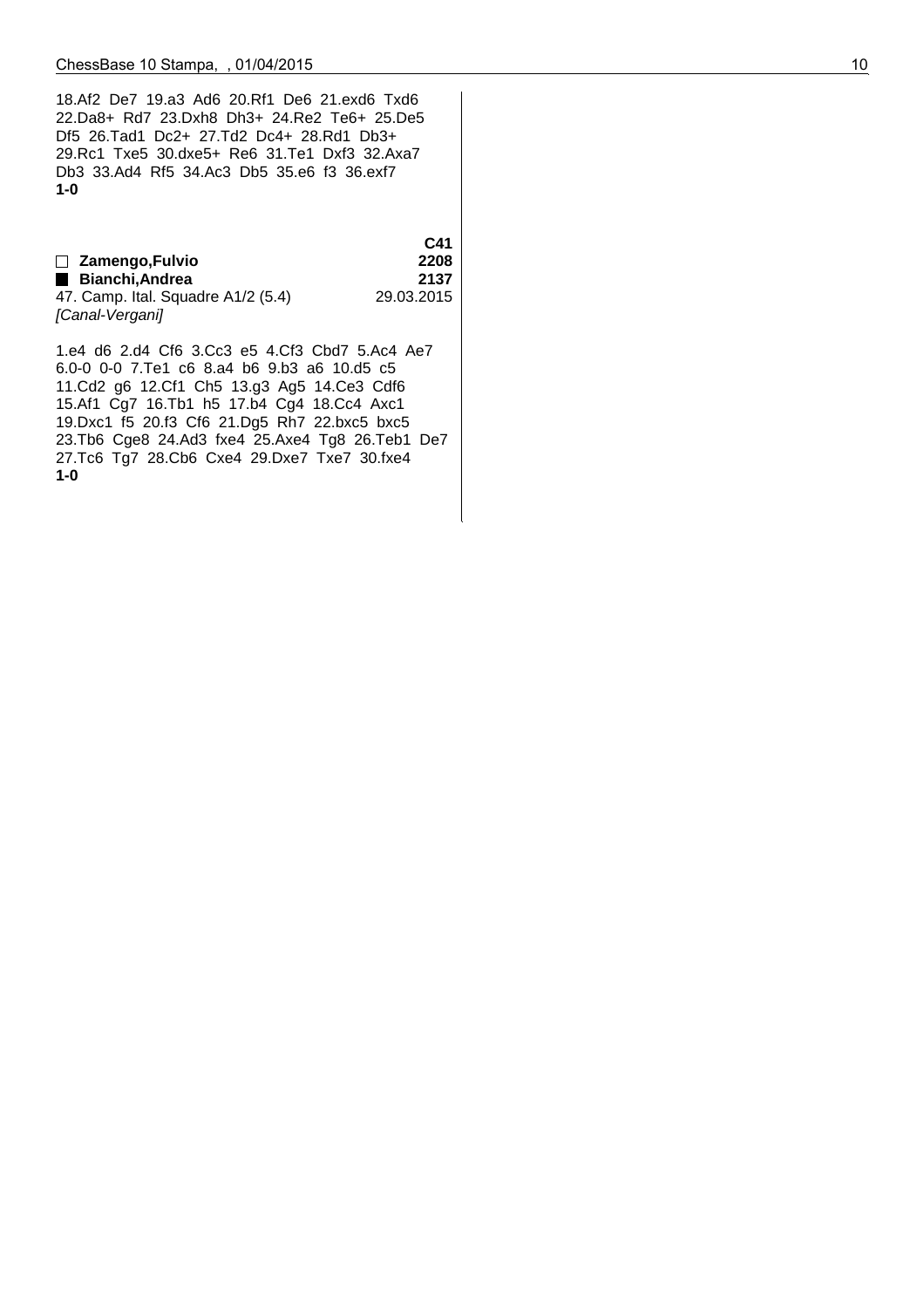18.Af2 De7 19.a3 Ad6 20.Rf1 De6 21.exd6 Txd6 22.Da8+ Rd7 23.Dxh8 Dh3+ 24.Re2 Te6+ 25.De5 Df5 26.Tad1 Dc2+ 27.Td2 Dc4+ 28.Rd1 Db3+ 29.Rc1 Txe5 30.dxe5+ Re6 31.Te1 Dxf3 32.Axa7 Db3 33.Ad4 Rf5 34.Ac3 Db5 35.e6 f3 36.exf7

**1-0**

**C41**

□ **Zamengo,Fulvio** **2208**

■ **Bianchi,Andrea** **2137**

47. Camp. Ital. Squadre A1/2 (5.4) 29.03.2015

*[Canal-Vergani]*

1.e4 d6 2.d4 Cf6 3.Cc3 e5 4.Cf3 Cbd7 5.Ac4 Ae7 6.0-0 0-0 7.Te1 c6 8.a4 b6 9.b3 a6 10.d5 c5 11.Cd2 g6 12.Cf1 Ch5 13.g3 Ag5 14.Ce3 Cdf6 15.Af1 Cg7 16.Tb1 h5 17.b4 Cg4 18.Cc4 Axc1 19.Dxc1 f5 20.f3 Cf6 21.Dg5 Rh7 22.bxc5 bxc5 23.Tb6 Cge8 24.Ad3 fxe4 25.Axe4 Tg8 26.Teb1 De7 27.Tc6 Tg7 28.Cb6 Cxe4 29.Dxe7 Txe7 30.fxe4

**1-0**